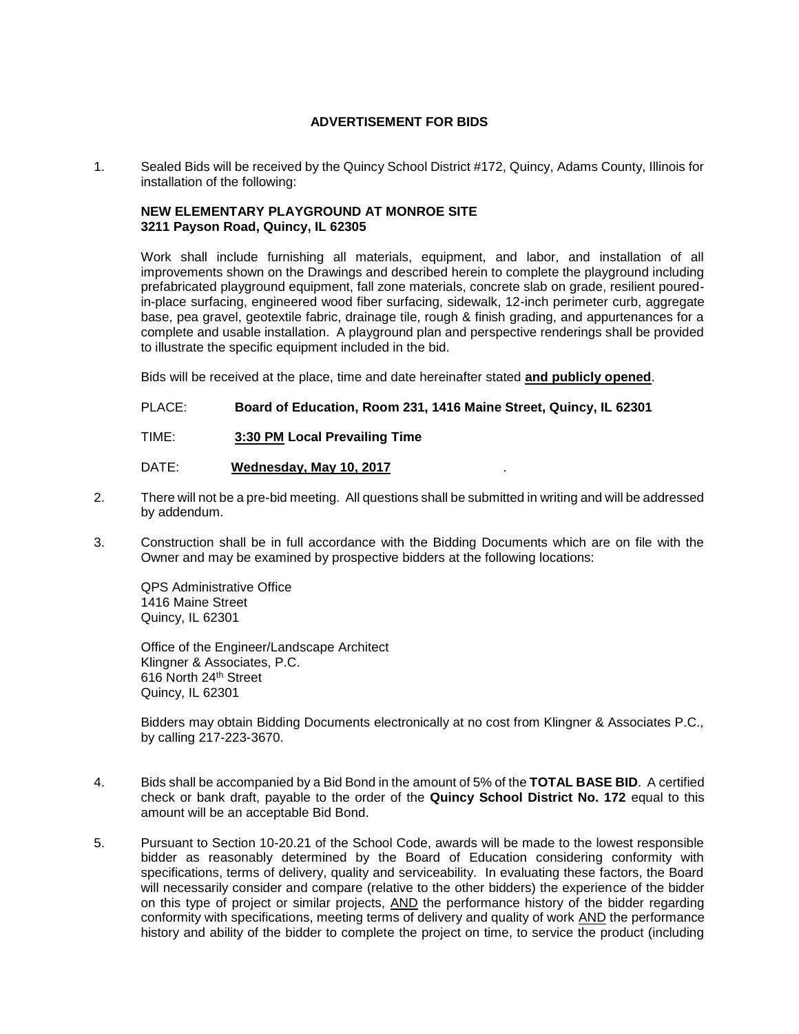# ADVERTISEMENT FOR BIDS

1. Sealed Bids will be received by the Quincy School District #172, Quincy, Adams County, Illinois for installation of the following:

   **NEW ELEMENTARY PLAYGROUND AT MONROE SITE**
   **3211 Payson Road, Quincy, IL 62305**

   Work shall include furnishing all materials, equipment, and labor, and installation of all improvements shown on the Drawings and described herein to complete the playground including prefabricated playground equipment, fall zone materials, concrete slab on grade, resilient poured-in-place surfacing, engineered wood fiber surfacing, sidewalk, 12-inch perimeter curb, aggregate base, pea gravel, geotextile fabric, drainage tile, rough & finish grading, and appurtenances for a complete and usable installation. A playground plan and perspective renderings shall be provided to illustrate the specific equipment included in the bid.

   Bids will be received at the place, time and date hereinafter stated **<u>and publicly opened</u>**.

   PLACE: **Board of Education, Room 231, 1416 Maine Street, Quincy, IL 62301**

   TIME: **<u>3:30 PM</u> Local Prevailing Time**

   DATE: **<u>Wednesday, May 10, 2017</u>** .

2. There will not be a pre-bid meeting. All questions shall be submitted in writing and will be addressed by addendum.

3. Construction shall be in full accordance with the Bidding Documents which are on file with the Owner and may be examined by prospective bidders at the following locations:

   QPS Administrative Office
   1416 Maine Street
   Quincy, IL 62301

   Office of the Engineer/Landscape Architect
   Klingner & Associates, P.C.
   616 North 24th Street
   Quincy, IL 62301

   Bidders may obtain Bidding Documents electronically at no cost from Klingner & Associates P.C., by calling 217-223-3670.

4. Bids shall be accompanied by a Bid Bond in the amount of 5% of the **TOTAL BASE BID**. A certified check or bank draft, payable to the order of the **Quincy School District No. 172** equal to this amount will be an acceptable Bid Bond.

5. Pursuant to Section 10-20.21 of the School Code, awards will be made to the lowest responsible bidder as reasonably determined by the Board of Education considering conformity with specifications, terms of delivery, quality and serviceability. In evaluating these factors, the Board will necessarily consider and compare (relative to the other bidders) the experience of the bidder on this type of project or similar projects, <u>AND</u> the performance history of the bidder regarding conformity with specifications, meeting terms of delivery and quality of work <u>AND</u> the performance history and ability of the bidder to complete the project on time, to service the product (including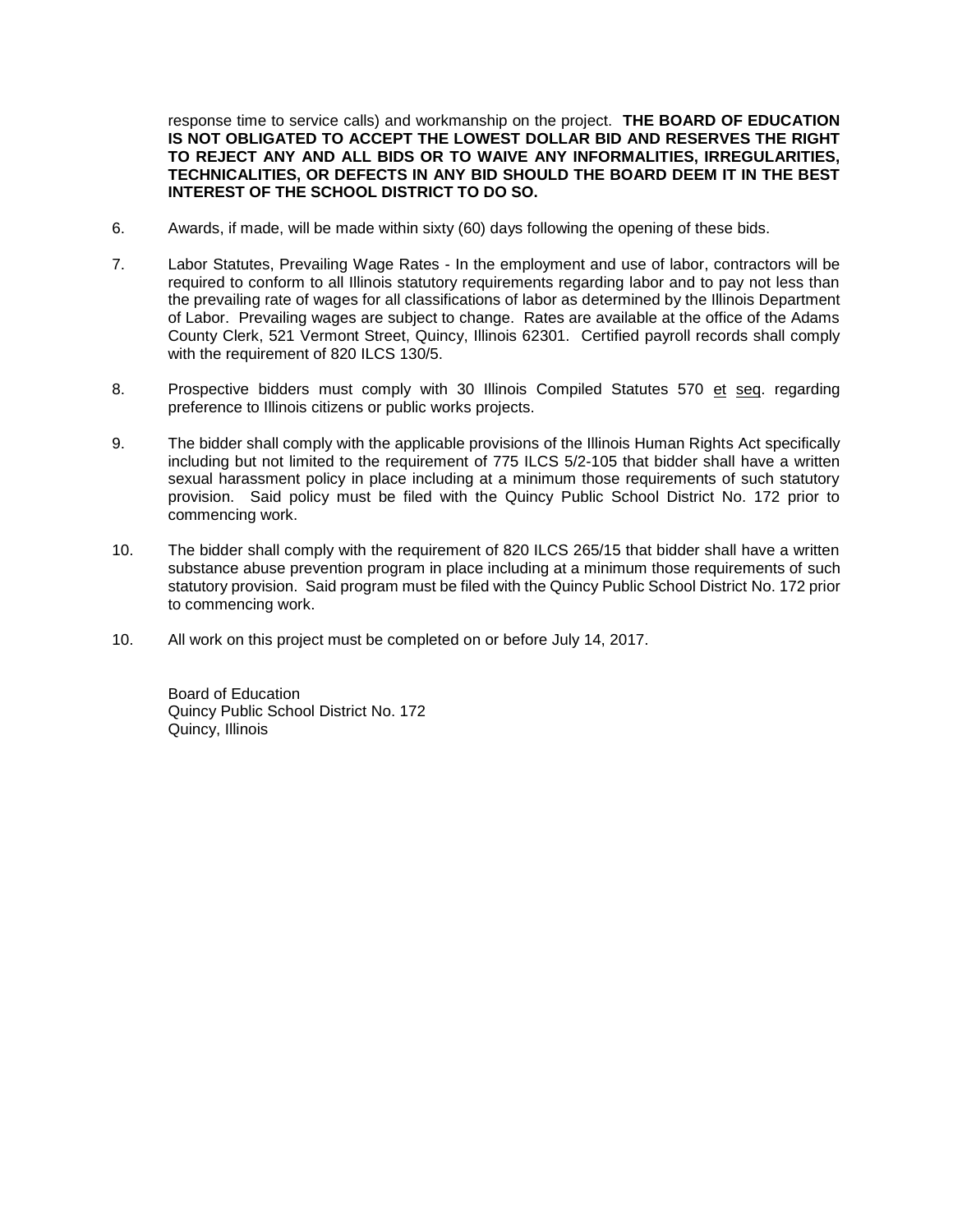response time to service calls) and workmanship on the project. **THE BOARD OF EDUCATION IS NOT OBLIGATED TO ACCEPT THE LOWEST DOLLAR BID AND RESERVES THE RIGHT TO REJECT ANY AND ALL BIDS OR TO WAIVE ANY INFORMALITIES, IRREGULARITIES, TECHNICALITIES, OR DEFECTS IN ANY BID SHOULD THE BOARD DEEM IT IN THE BEST INTEREST OF THE SCHOOL DISTRICT TO DO SO.**

6. Awards, if made, will be made within sixty (60) days following the opening of these bids.

7. Labor Statutes, Prevailing Wage Rates - In the employment and use of labor, contractors will be required to conform to all Illinois statutory requirements regarding labor and to pay not less than the prevailing rate of wages for all classifications of labor as determined by the Illinois Department of Labor. Prevailing wages are subject to change. Rates are available at the office of the Adams County Clerk, 521 Vermont Street, Quincy, Illinois 62301. Certified payroll records shall comply with the requirement of 820 ILCS 130/5.

8. Prospective bidders must comply with 30 Illinois Compiled Statutes 570 et seq. regarding preference to Illinois citizens or public works projects.

9. The bidder shall comply with the applicable provisions of the Illinois Human Rights Act specifically including but not limited to the requirement of 775 ILCS 5/2-105 that bidder shall have a written sexual harassment policy in place including at a minimum those requirements of such statutory provision. Said policy must be filed with the Quincy Public School District No. 172 prior to commencing work.

10. The bidder shall comply with the requirement of 820 ILCS 265/15 that bidder shall have a written substance abuse prevention program in place including at a minimum those requirements of such statutory provision. Said program must be filed with the Quincy Public School District No. 172 prior to commencing work.

10. All work on this project must be completed on or before July 14, 2017.

Board of Education
Quincy Public School District No. 172
Quincy, Illinois